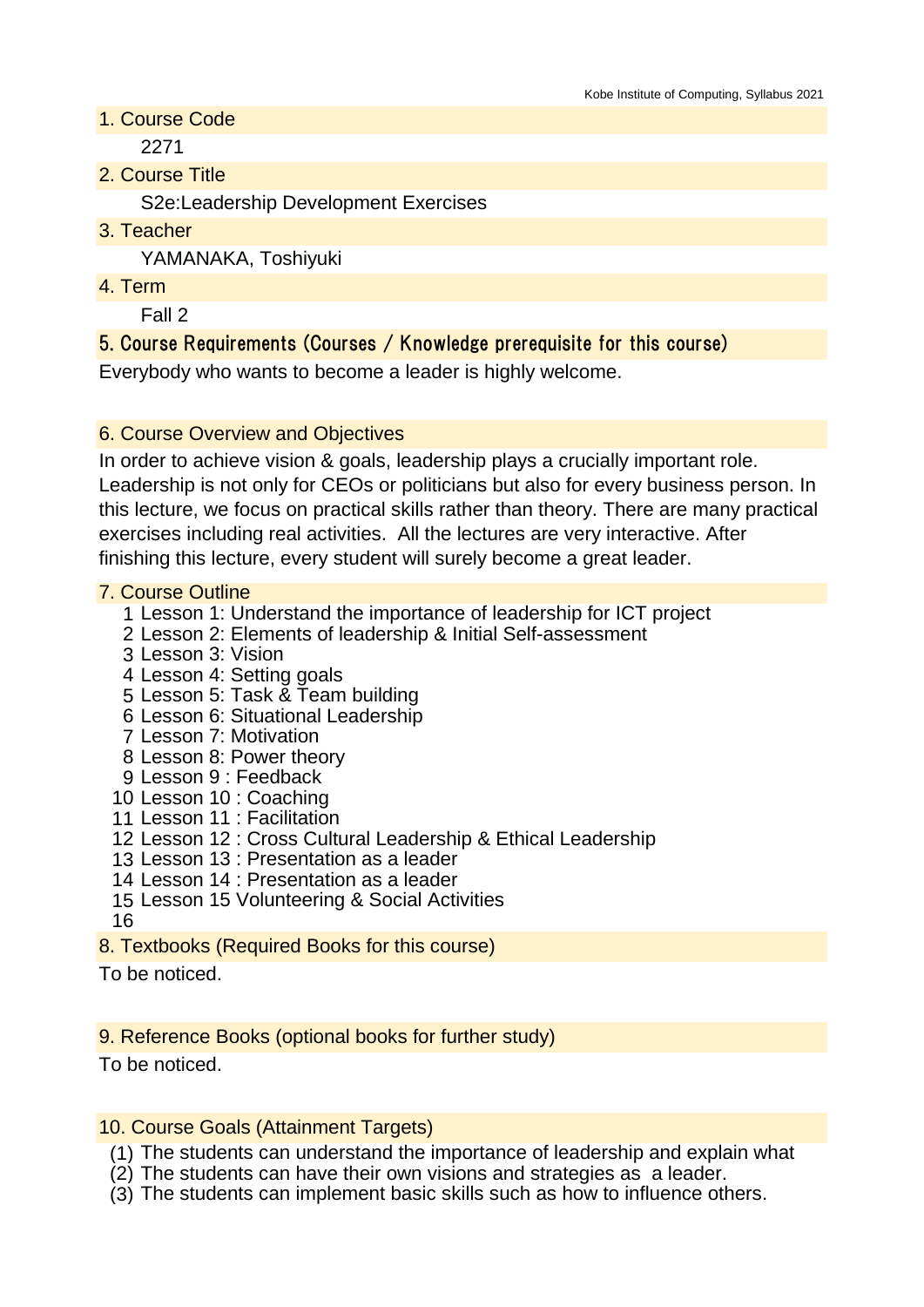## 1. Course Code

2271

## 2. Course Title

S2e:Leadership Development Exercises

## 3. Teacher

YAMANAKA, Toshiyuki

## 4. Term

Fall 2

## 5. Course Requirements (Courses / Knowledge prerequisite for this course)

Everybody who wants to become a leader is highly welcome.

## 6. Course Overview and Objectives

In order to achieve vision & goals, leadership plays a crucially important role. Leadership is not only for CEOs or politicians but also for every business person. In this lecture, we focus on practical skills rather than theory. There are many practical exercises including real activities. All the lectures are very interactive. After finishing this lecture, every student will surely become a great leader.

## 7. Course Outline

1 Lesson 1: Understand the importance of leadership for ICT project
2 Lesson 2: Elements of leadership & Initial Self-assessment
3 Lesson 3: Vision
4 Lesson 4: Setting goals
5 Lesson 5: Task & Team building
6 Lesson 6: Situational Leadership
7 Lesson 7: Motivation
8 Lesson 8: Power theory
9 Lesson 9 : Feedback
10 Lesson 10 : Coaching
11 Lesson 11 : Facilitation
12 Lesson 12 : Cross Cultural Leadership & Ethical Leadership
13 Lesson 13 : Presentation as a leader
14 Lesson 14 : Presentation as a leader
15 Lesson 15 Volunteering & Social Activities
16

## 8. Textbooks (Required Books for this course)

To be noticed.

## 9. Reference Books (optional books for further study)

To be noticed.

## 10. Course Goals (Attainment Targets)

(1) The students can understand the importance of leadership and explain what
(2) The students can have their own visions and strategies as a leader.
(3) The students can implement basic skills such as how to influence others.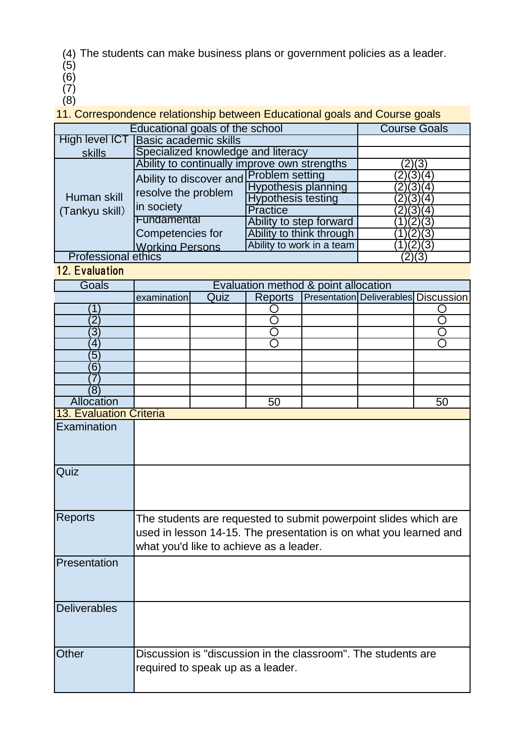(4) The students can make business plans or government policies as a leader.
(5)
(6)
(7)
(8)

## 11. Correspondence relationship between Educational goals and Course goals

| Educational goals of the school | | | Course Goals |
|---|---|---|---|
| High level ICT skills | Basic academic skills | | |
| | Specialized knowledge and literacy | | |
| Human skill (Tankyu skill) | Ability to continually improve own strengths | | (2)(3) |
| | Ability to discover and resolve the problem in society | Problem setting | (2)(3)(4) |
| | | Hypothesis planning | (2)(3)(4) |
| | | Hypothesis testing | (2)(3)(4) |
| | | Practice | (2)(3)(4) |
| | Fundamental Competencies for Working Persons | Ability to step forward | (1)(2)(3) |
| | | Ability to think through | (1)(2)(3) |
| | | Ability to work in a team | (1)(2)(3) |
| Professional ethics | | | (2)(3) |

## 12. Evaluation

| Goals | Evaluation method & point allocation | | | | | |
|---|---|---|---|---|---|---|
| | examination | Quiz | Reports | Presentation | Deliverables | Discussion |
| (1) | | | ○ | | | ○ |
| (2) | | | ○ | | | ○ |
| (3) | | | ○ | | | ○ |
| (4) | | | ○ | | | ○ |
| (5) | | | | | | |
| (6) | | | | | | |
| (7) | | | | | | |
| (8) | | | | | | |
| Allocation | | | 50 | | | 50 |

## 13. Evaluation Criteria

| | |
|---|---|
| Examination | |
| Quiz | |
| Reports | The students are requested to submit powerpoint slides which are used in lesson 14-15. The presentation is on what you learned and what you'd like to achieve as a leader. |
| Presentation | |
| Deliverables | |
| Other | Discussion is "discussion in the classroom". The students are required to speak up as a leader. |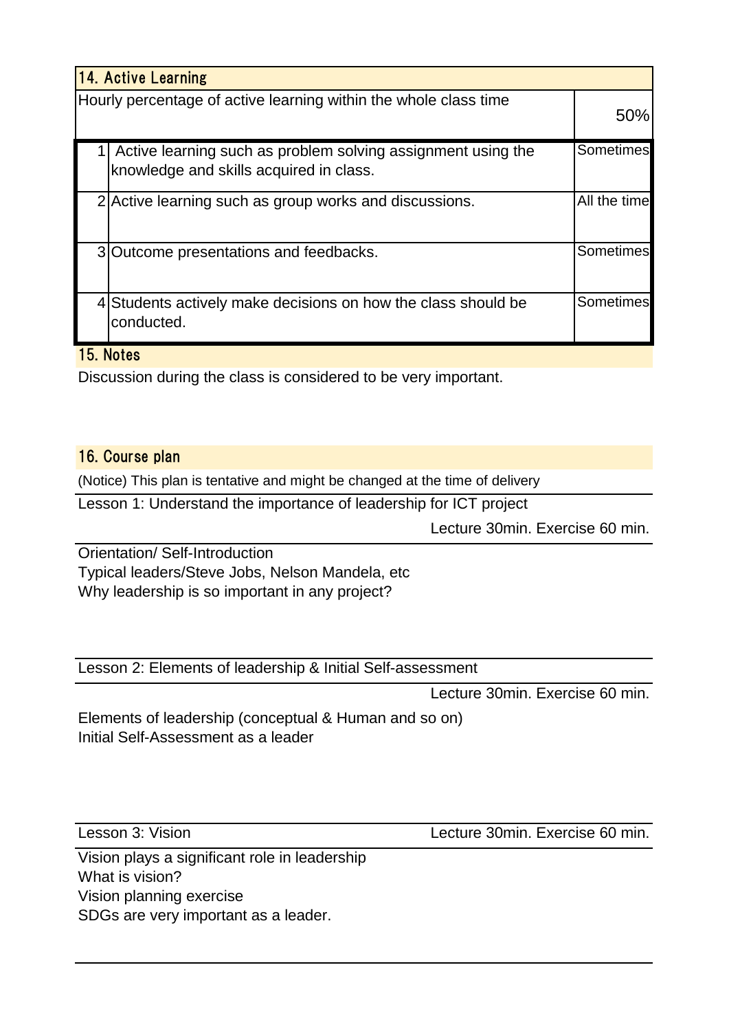## 14. Active Learning

| Hourly percentage of active learning within the whole class time | | 50% |
|---|---|---|
| 1 | Active learning such as problem solving assignment using the knowledge and skills acquired in class. | Sometimes |
| 2 | Active learning such as group works and discussions. | All the time |
| 3 | Outcome presentations and feedbacks. | Sometimes |
| 4 | Students actively make decisions on how the class should be conducted. | Sometimes |

## 15. Notes

Discussion during the class is considered to be very important.

## 16. Course plan

(Notice) This plan is tentative and might be changed at the time of delivery

Lesson 1: Understand the importance of leadership for ICT project

Lecture 30min. Exercise 60 min.

Orientation/ Self-Introduction
Typical leaders/Steve Jobs, Nelson Mandela, etc
Why leadership is so important in any project?

Lesson 2: Elements of leadership & Initial Self-assessment

Lecture 30min. Exercise 60 min.

Elements of leadership (conceptual & Human and so on)
Initial Self-Assessment as a leader

Lesson 3: Vision

Lecture 30min. Exercise 60 min.

Vision plays a significant role in leadership
What is vision?
Vision planning exercise
SDGs are very important as a leader.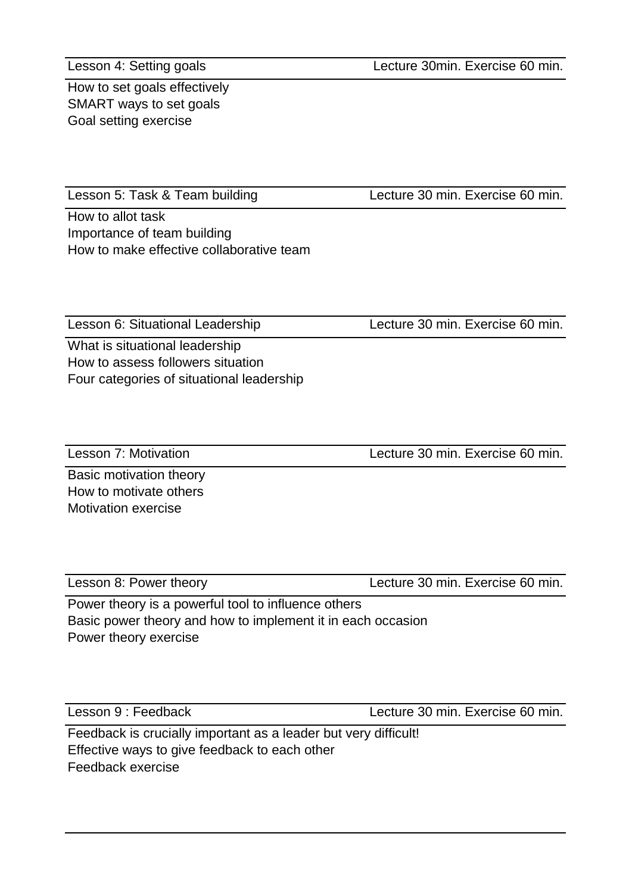### Lesson 4: Setting goals — Lecture 30min. Exercise 60 min.

How to set goals effectively
SMART ways to set goals
Goal setting exercise

### Lesson 5: Task & Team building — Lecture 30 min. Exercise 60 min.

How to allot task
Importance of team building
How to make effective collaborative team

### Lesson 6: Situational Leadership — Lecture 30 min. Exercise 60 min.

What is situational leadership
How to assess followers situation
Four categories of situational leadership

### Lesson 7: Motivation — Lecture 30 min. Exercise 60 min.

Basic motivation theory
How to motivate others
Motivation exercise

### Lesson 8: Power theory — Lecture 30 min. Exercise 60 min.

Power theory is a powerful tool to influence others
Basic power theory and how to implement it in each occasion
Power theory exercise

### Lesson 9 : Feedback — Lecture 30 min. Exercise 60 min.

Feedback is crucially important as a leader but very difficult!
Effective ways to give feedback to each other
Feedback exercise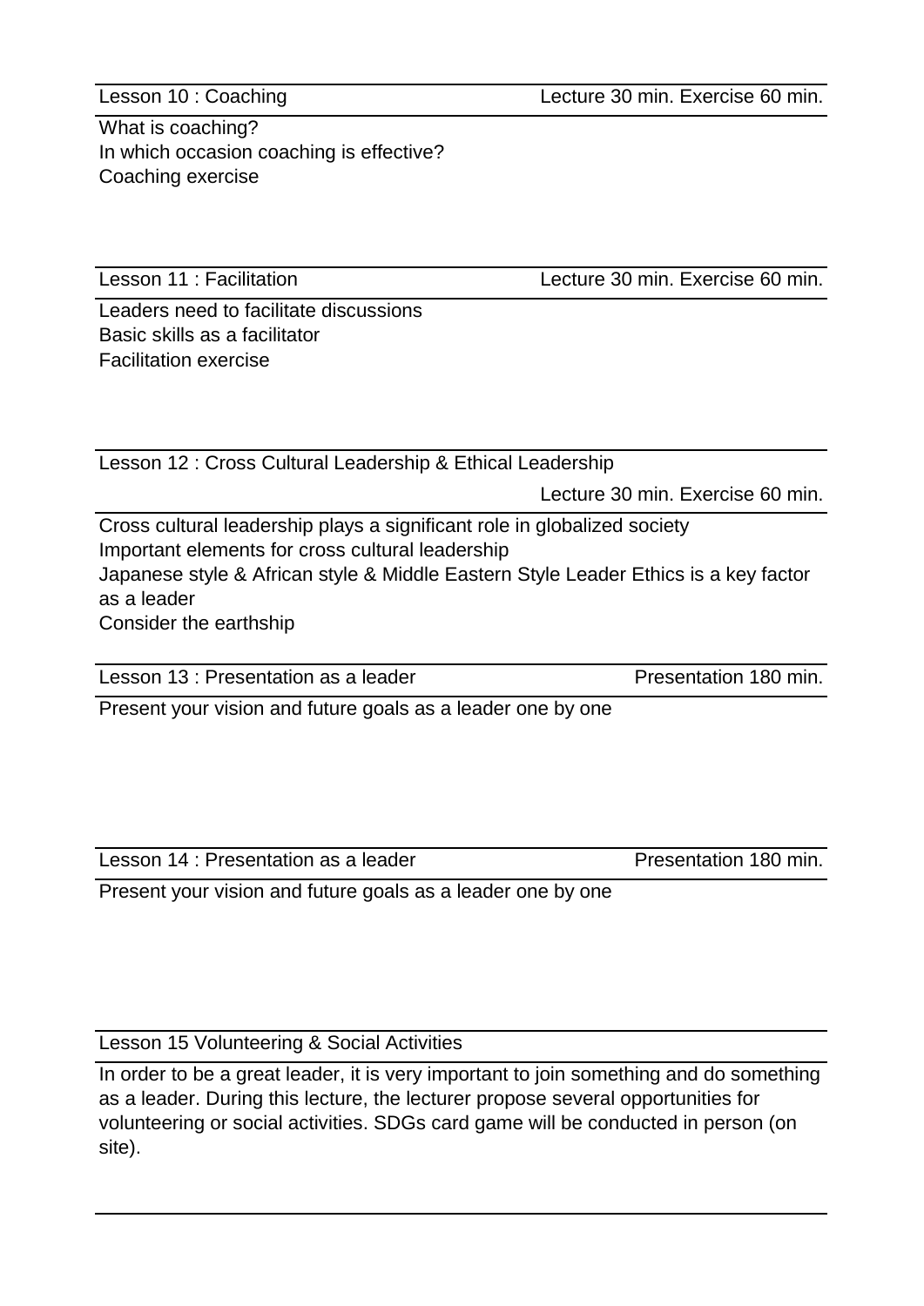Lesson 10 : Coaching — Lecture 30 min. Exercise 60 min.

What is coaching?
In which occasion coaching is effective?
Coaching exercise

Lesson 11 : Facilitation — Lecture 30 min. Exercise 60 min.

Leaders need to facilitate discussions
Basic skills as a facilitator
Facilitation exercise

Lesson 12 : Cross Cultural Leadership & Ethical Leadership

Lecture 30 min. Exercise 60 min.

Cross cultural leadership plays a significant role in globalized society
Important elements for cross cultural leadership
Japanese style & African style & Middle Eastern Style Leader Ethics is a key factor as a leader
Consider the earthship

Lesson 13 : Presentation as a leader — Presentation 180 min.

Present your vision and future goals as a leader one by one

Lesson 14 : Presentation as a leader — Presentation 180 min.

Present your vision and future goals as a leader one by one

Lesson 15 Volunteering & Social Activities

In order to be a great leader, it is very important to join something and do something as a leader. During this lecture, the lecturer propose several opportunities for volunteering or social activities. SDGs card game will be conducted in person (on site).